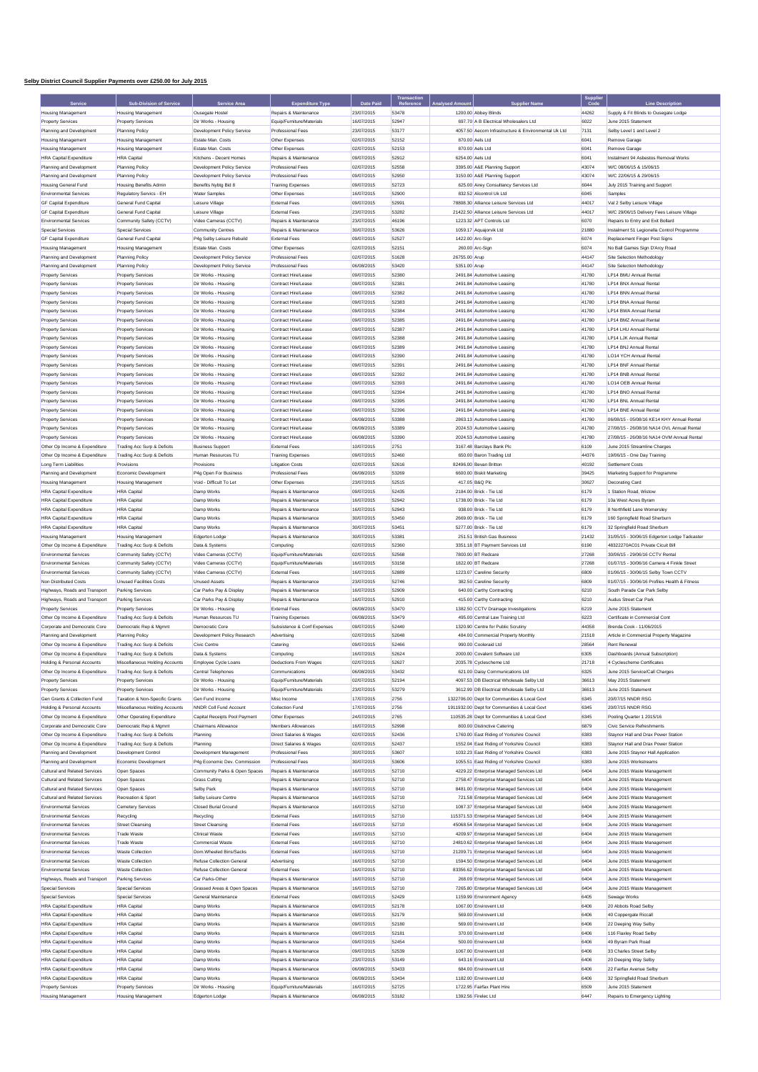## Selby District Council Supplier Payments over £250.00 for July 2015

| Service | Sub-Division of Service | Service Area | Expenditure Type | Date Paid | Transaction Reference | Analysed Amount | Supplier Name | Supplier Code | Line Description |
|---|---|---|---|---|---|---|---|---|---|
| Housing Management | Housing Management | Ousegate Hostel | Repairs & Maintenance | 23/07/2015 | 53478 | 1200.00 | Abbey Blinds | 44262 | Supply & Fit Blinds to Ousegate Lodge |
| Property Services | Property Services | Dir Works - Housing | Equip/Furniture/Materials | 16/07/2015 | 52947 | 697.70 | A B Electrical Wholesalers Ltd | 6022 | June 2015 Statement |
| Planning and Development | Planning Policy | Development Policy Service | Professional Fees | 23/07/2015 | 53177 | 4057.50 | Aecom Infrastructure & Environmental Uk Ltd | 7131 | Selby Level 1 and Level 2 |
| Housing Management | Housing Management | Estate Man. Costs | Other Expenses | 02/07/2015 | 52152 | 870.00 | Aels Ltd | 6041 | Remove Garage |
| Housing Management | Housing Management | Estate Man. Costs | Other Expenses | 02/07/2015 | 52153 | 870.00 | Aels Ltd | 6041 | Remove Garage |
| HRA Capital Expenditure | HRA Capital | Kitchens - Decent Homes | Repairs & Maintenance | 09/07/2015 | 52912 | 6254.00 | Aels Ltd | 6041 | Instalment 94 Asbestos Removal Works |
| Planning and Development | Planning Policy | Development Policy Service | Professional Fees | 02/07/2015 | 52558 | 3395.00 | A&E Planning Support | 43074 | W/C 08/06/15 & 15/06/15 |
| Planning and Development | Planning Policy | Development Policy Service | Professional Fees | 09/07/2015 | 52950 | 3150.00 | A&E Planning Support | 43074 | W/C 22/06/15 & 29/06/15 |
| Housing General Fund | Housing Benefits Admin | Benefits Nybtg Bid 8 | Training Expenses | 09/07/2015 | 52723 | 625.00 | Airey Consultancy Services Ltd | 6044 | July 2015 Training and Support |
| Environmental Services | Regulatory Servics - EH | Water Samples | Other Expenses | 16/07/2015 | 52900 | 832.52 | Alcontrol Uk Ltd | 6045 | Samples |
| GF Capital Expenditure | General Fund Capital | Leisure Village | External Fees | 09/07/2015 | 52991 | 78808.30 | Alliance Leisure Services Ltd | 44017 | Val 2 Selby Leisure Village |
| GF Capital Expenditure | General Fund Capital | Leisure Village | External Fees | 23/07/2015 | 53282 | 21422.50 | Alliance Leisure Services Ltd | 44017 | W/C 29/06/15 Delivery Fees Leisure Village |
| Environmental Services | Community Safety (CCTV) | Video Cameras (CCTV) | Repairs & Maintenance | 23/07/2015 | 46196 | 1223.32 | APT Controls Ltd | 6070 | Repairs to Entry and Exit Bollard |
| Special Services | Special Services | Community Centres | Repairs & Maintenance | 30/07/2015 | 53626 | 1059.17 | Aquajorvik Ltd | 21880 | Instalment 51 Legionella Control Programme |
| GF Capital Expenditure | General Fund Capital | P4g Selby Leisure Rebuild | External Fees | 09/07/2015 | 52527 | 1422.00 | Arc-Sign | 6074 | Replacement Finger Post Signs |
| Housing Management | Housing Management | Estate Man. Costs | Other Expenses | 02/07/2015 | 52151 | 260.00 | Arc-Sign | 6074 | No Ball Games Sign D'Arcy Road |
| Planning and Development | Planning Policy | Development Policy Service | Professional Fees | 02/07/2015 | 51628 | 26755.00 | Arup | 44147 | Site Selection Methodology |
| Planning and Development | Planning Policy | Development Policy Service | Professional Fees | 06/08/2015 | 53420 | 5351.00 | Arup | 44147 | Site Selection Methodology |
| Property Services | Property Services | Dir Works - Housing | Contract Hire/Lease | 09/07/2015 | 52380 | 2491.84 | Automotive Leasing | 41780 | LP14 BMU Annual Rental |
| Property Services | Property Services | Dir Works - Housing | Contract Hire/Lease | 09/07/2015 | 52381 | 2491.84 | Automotive Leasing | 41780 | LP14 BNX Annual Rental |
| Property Services | Property Services | Dir Works - Housing | Contract Hire/Lease | 09/07/2015 | 52382 | 2491.84 | Automotive Leasing | 41780 | LP14 BNN Annual Rental |
| Property Services | Property Services | Dir Works - Housing | Contract Hire/Lease | 09/07/2015 | 52383 | 2491.84 | Automotive Leasing | 41780 | LP14 BNA Annual Rental |
| Property Services | Property Services | Dir Works - Housing | Contract Hire/Lease | 09/07/2015 | 52384 | 2491.84 | Automotive Leasing | 41780 | LP14 BWA Annual Rental |
| Property Services | Property Services | Dir Works - Housing | Contract Hire/Lease | 09/07/2015 | 52385 | 2491.84 | Automotive Leasing | 41780 | LP14 BMZ Annual Rental |
| Property Services | Property Services | Dir Works - Housing | Contract Hire/Lease | 09/07/2015 | 52387 | 2491.84 | Automotive Leasing | 41780 | LP14 LHU Annual Rental |
| Property Services | Property Services | Dir Works - Housing | Contract Hire/Lease | 09/07/2015 | 52388 | 2491.84 | Automotive Leasing | 41780 | LP14 LJK Annual Rental |
| Property Services | Property Services | Dir Works - Housing | Contract Hire/Lease | 09/07/2015 | 52389 | 2491.84 | Automotive Leasing | 41780 | LP14 BNJ Annual Rental |
| Property Services | Property Services | Dir Works - Housing | Contract Hire/Lease | 09/07/2015 | 52390 | 2491.84 | Automotive Leasing | 41780 | LO14 YCH Annual Rental |
| Property Services | Property Services | Dir Works - Housing | Contract Hire/Lease | 09/07/2015 | 52391 | 2491.84 | Automotive Leasing | 41780 | LP14 BNF Annual Rental |
| Property Services | Property Services | Dir Works - Housing | Contract Hire/Lease | 09/07/2015 | 52392 | 2491.84 | Automotive Leasing | 41780 | LP14 BNB Annual Rental |
| Property Services | Property Services | Dir Works - Housing | Contract Hire/Lease | 09/07/2015 | 52393 | 2491.84 | Automotive Leasing | 41780 | LO14 OEB Annual Rental |
| Property Services | Property Services | Dir Works - Housing | Contract Hire/Lease | 09/07/2015 | 52394 | 2491.84 | Automotive Leasing | 41780 | LP14 BNO Annual Rental |
| Property Services | Property Services | Dir Works - Housing | Contract Hire/Lease | 09/07/2015 | 52395 | 2491.84 | Automotive Leasing | 41780 | LP14 BNL Annual Rental |
| Property Services | Property Services | Dir Works - Housing | Contract Hire/Lease | 09/07/2015 | 52396 | 2491.84 | Automotive Leasing | 41780 | LP14 BNE Annual Rental |
| Property Services | Property Services | Dir Works - Housing | Contract Hire/Lease | 06/08/2015 | 53388 | 2863.13 | Automotive Leasing | 41780 | 06/08/15 - 05/08/16 KE14 KHY Annual Rental |
| Property Services | Property Services | Dir Works - Housing | Contract Hire/Lease | 06/08/2015 | 53389 | 2024.53 | Automotive Leasing | 41780 | 27/08/15 - 26/08/16 NA14 OVL Annual Rental |
| Property Services | Property Services | Dir Works - Housing | Contract Hire/Lease | 06/08/2015 | 53390 | 2024.53 | Automotive Leasing | 41780 | 27/08/15 - 26/08/16 NA14 OVM Annual Rental |
| Other Op Income & Expenditure | Trading Acc Surp & Deficits | Business Support | External Fees | 10/07/2015 | 2751 | 3167.48 | Barclays Bank Plc | 6109 | June 2015 Streamline Charges |
| Other Op Income & Expenditure | Trading Acc Surp & Deficits | Human Resources TU | Training Expenses | 09/07/2015 | 52460 | 650.00 | Baron Trading Ltd | 44376 | 19/06/15 - One Day Training |
| Long Term Liabilities | Provisions | Provisions | Litigation Costs | 02/07/2015 | 52616 | 82496.00 | Bevan Britton | 40192 | Settlement Costs |
| Planning and Development | Economic Development | P4g Open For Business | Professional Fees | 06/08/2015 | 53269 | 6600.00 | Biskit Marketing | 39425 | Marketing Support for Programme |
| Housing Management | Housing Management | Void - Difficult To Let | Other Expenses | 23/07/2015 | 52515 | 417.05 | B&Q Plc | 30627 | Decorating Card |
| HRA Capital Expenditure | HRA Capital | Damp Works | Repairs & Maintenance | 09/07/2015 | 52435 | 2184.00 | Brick - Tie Ltd | 6179 | 1 Station Road, Wistow |
| HRA Capital Expenditure | HRA Capital | Damp Works | Repairs & Maintenance | 16/07/2015 | 52942 | 1738.00 | Brick - Tie Ltd | 6179 | 10a West Acres Byram |
| HRA Capital Expenditure | HRA Capital | Damp Works | Repairs & Maintenance | 16/07/2015 | 52943 | 938.00 | Brick - Tie Ltd | 6179 | 8 Northfield Lane Womersley |
| HRA Capital Expenditure | HRA Capital | Damp Works | Repairs & Maintenance | 30/07/2015 | 53450 | 2669.00 | Brick - Tie Ltd | 6179 | 160 Springfield Road Sherburn |
| HRA Capital Expenditure | HRA Capital | Damp Works | Repairs & Maintenance | 30/07/2015 | 53451 | 5277.00 | Brick - Tie Ltd | 6179 | 32 Springfield Road Sherburn |
| Housing Management | Housing Management | Edgerton Lodge | Repairs & Maintenance | 30/07/2015 | 53381 | 251.51 | British Gas Business | 21432 | 31/05/15 - 30/06/15 Edgerton Lodge Tadcaster |
| Other Op Income & Expenditure | Trading Acc Surp & Deficits | Data & Systems | Computing | 02/07/2015 | 52360 | 3351.18 | BT Payment Services Ltd | 6190 | 48322270AC01 Private Cicuit Bill |
| Environmental Services | Community Safety (CCTV) | Video Cameras (CCTV) | Equip/Furniture/Materials | 02/07/2015 | 52568 | 7800.00 | BT Redcare | 27268 | 30/06/15 - 29/06/16 CCTV Rental |
| Environmental Services | Community Safety (CCTV) | Video Cameras (CCTV) | Equip/Furniture/Materials | 16/07/2015 | 53158 | 1822.00 | BT Redcare | 27268 | 01/07/15 - 30/06/16 Camera 4 Finkle Street |
| Environmental Services | Community Safety (CCTV) | Video Cameras (CCTV) | External Fees | 16/07/2015 | 52889 | 1223.07 | Careline Security | 6809 | 01/06/15 - 30/06/15 Selby Town CCTV |
| Non Distributed Costs | Unused Facilities Costs | Unused Assets | Repairs & Maintenance | 23/07/2015 | 52746 | 382.50 | Careline Security | 6809 | 01/07/15 - 30/06/16 Profiles Health & Fitness |
| Highways, Roads and Transport | Parking Services | Car Parks Pay & Display | Repairs & Maintenance | 16/07/2015 | 52909 | 640.00 | Carthy Contracting | 6210 | South Parade Car Park Selby |
| Highways, Roads and Transport | Parking Services | Car Parks Pay & Display | Repairs & Maintenance | 16/07/2015 | 52910 | 415.00 | Carthy Contracting | 6210 | Audus Street Car Park |
| Property Services | Property Services | Dir Works - Housing | External Fees | 06/08/2015 | 53470 | 1382.50 | CCTV Drainage Investigations | 6219 | June 2015 Statement |
| Other Op Income & Expenditure | Trading Acc Surp & Deficits | Human Resources TU | Training Expenses | 06/08/2015 | 53479 | 495.00 | Central Law Training Ltd | 6223 | Certificate in Commercial Cont |
| Corporate and Democratic Core | Democratic Rep & Mgmnt | Democratic Core | Subsistence & Conf Expenses | 09/07/2015 | 52440 | 1320.90 | Centre for Public Scrutiny | 44358 | Brenda Cook - 11/06/2015 |
| Planning and Development | Planning Policy | Development Policy Research | Advertising | 02/07/2015 | 52048 | 484.00 | Commercial Property Monthly | 21518 | Article in Commercial Property Magazine |
| Other Op Income & Expenditure | Trading Acc Surp & Deficits | Civic Centre | Catering | 09/07/2015 | 52466 | 990.00 | Cooleraid Ltd | 28564 | Rent Renewal |
| Other Op Income & Expenditure | Trading Acc Surp & Deficits | Data & Systems | Computing | 16/07/2015 | 52624 | 2000.00 | Covalent Software Ltd | 6305 | Dashboards (Annual Subscription) |
| Holding & Personal Accounts | Miscellaneous Holding Accounts | Employee Cycle Loans | Deductions From Wages | 02/07/2015 | 52627 | 2035.78 | Cyclescheme Ltd | 21718 | 4 Cyclescheme Certificates |
| Other Op Income & Expenditure | Trading Acc Surp & Deficits | Central Telephones | Communications | 06/08/2015 | 53432 | 621.00 | Daisy Communications Ltd | 6325 | June 2015 Service/Call Charges |
| Property Services | Property Services | Dir Works - Housing | Equip/Furniture/Materials | 02/07/2015 | 52194 | 4097.53 | DB Electrical Wholesale Selby Ltd | 36613 | May 2015 Statement |
| Property Services | Property Services | Dir Works - Housing | Equip/Furniture/Materials | 23/07/2015 | 53279 | 3612.99 | DB Electrical Wholesale Selby Ltd | 36613 | June 2015 Statement |
| Gen Grants & Collection Fund | Taxation & Non-Specific Grants | Gen Fund Income | Misc Income | 17/07/2015 | 2756 | 1322706.00 | Dept for Communities & Local Govt | 6345 | 20/07/15 NNDR RSG |
| Holding & Personal Accounts | Miscellaneous Holding Accounts | NNDR Coll Fund Account | Collection Fund | 17/07/2015 | 2756 | 1911932.00 | Dept for Communities & Local Govt | 6345 | 20/07/15 NNDR RSG |
| Other Op Income & Expenditure | Other Operating Expenditure | Capital Receipts Pool Payment | Other Expenses | 24/07/2015 | 2765 | 110535.28 | Dept for Communities & Local Govt | 6345 | Pooling Quarter 1 2015/16 |
| Corporate and Democratic Core | Democratic Rep & Mgmnt | Chairmans Allowance | Members Allowances | 16/07/2015 | 52998 | 800.00 | Distinctive Catering | 6879 | Civic Service Refreshments |
| Other Op Income & Expenditure | Trading Acc Surp & Deficits | Planning | Direct Salaries & Wages | 02/07/2015 | 52436 | 1760.00 | East Riding of Yorkshire Council | 6383 | Staynor Hall and Drax Power Station |
| Other Op Income & Expenditure | Trading Acc Surp & Deficits | Planning | Direct Salaries & Wages | 02/07/2015 | 52437 | 1552.04 | East Riding of Yorkshire Council | 6383 | Staynor Hall and Drax Power Station |
| Planning and Development | Development Control | Development Management | Professional Fees | 30/07/2015 | 53607 | 1032.23 | East Riding of Yorkshire Council | 6383 | June 2015 Staynor Hall Application |
| Planning and Development | Economic Development | P4g Economic Dev. Commission | Professional Fees | 30/07/2015 | 53606 | 1055.51 | East Riding of Yorkshire Council | 6383 | June 2015 Workstreams |
| Cultural and Related Services | Open Spaces | Community Parks & Open Spaces | Repairs & Maintenance | 16/07/2015 | 52710 | 4229.22 | Enterprise Managed Services Ltd | 6404 | June 2015 Waste Management |
| Cultural and Related Services | Open Spaces | Grass Cutting | Repairs & Maintenance | 16/07/2015 | 52710 | 2758.47 | Enterprise Managed Services Ltd | 6404 | June 2015 Waste Management |
| Cultural and Related Services | Open Spaces | Selby Park | Repairs & Maintenance | 16/07/2015 | 52710 | 8481.00 | Enterprise Managed Services Ltd | 6404 | June 2015 Waste Management |
| Cultural and Related Services | Recreation & Sport | Selby Leisure Centre | Repairs & Maintenance | 16/07/2015 | 52710 | 721.58 | Enterprise Managed Services Ltd | 6404 | June 2015 Waste Management |
| Environmental Services | Cemetery Services | Closed Burial Ground | Repairs & Maintenance | 16/07/2015 | 52710 | 1087.37 | Enterprise Managed Services Ltd | 6404 | June 2015 Waste Management |
| Environmental Services | Recycling | Recycling | External Fees | 16/07/2015 | 52710 | 115371.53 | Enterprise Managed Services Ltd | 6404 | June 2015 Waste Management |
| Environmental Services | Street Cleansing | Street Cleansing | External Fees | 16/07/2015 | 52710 | 45068.54 | Enterprise Managed Services Ltd | 6404 | June 2015 Waste Management |
| Environmental Services | Trade Waste | Clinical Waste | External Fees | 16/07/2015 | 52710 | 4209.97 | Enterprise Managed Services Ltd | 6404 | June 2015 Waste Management |
| Environmental Services | Trade Waste | Commercial Waste | External Fees | 16/07/2015 | 52710 | 24810.62 | Enterprise Managed Services Ltd | 6404 | June 2015 Waste Management |
| Environmental Services | Waste Collection | Dom.Wheeled Bins/Sacks | External Fees | 16/07/2015 | 52710 | 21209.71 | Enterprise Managed Services Ltd | 6404 | June 2015 Waste Management |
| Environmental Services | Waste Collection | Refuse Collection General | Advertising | 16/07/2015 | 52710 | 1594.50 | Enterprise Managed Services Ltd | 6404 | June 2015 Waste Management |
| Environmental Services | Waste Collection | Refuse Collection General | External Fees | 16/07/2015 | 52710 | 83356.62 | Enterprise Managed Services Ltd | 6404 | June 2015 Waste Management |
| Highways, Roads and Transport | Parking Services | Car Parks-Other | Repairs & Maintenance | 16/07/2015 | 52710 | 268.09 | Enterprise Managed Services Ltd | 6404 | June 2015 Waste Management |
| Special Services | Special Services | Grassed Areas & Open Spaces | Repairs & Maintenance | 16/07/2015 | 52710 | 7265.80 | Enterprise Managed Services Ltd | 6404 | June 2015 Waste Management |
| Special Services | Special Services | General Maintenance | External Fees | 09/07/2015 | 52429 | 1159.99 | Environment Agency | 6405 | Sewage Works |
| HRA Capital Expenditure | HRA Capital | Damp Works | Repairs & Maintenance | 09/07/2015 | 52178 | 1067.00 | Envirovent Ltd | 6406 | 20 Abbots Road Selby |
| HRA Capital Expenditure | HRA Capital | Damp Works | Repairs & Maintenance | 09/07/2015 | 52179 | 569.00 | Envirovent Ltd | 6406 | 40 Coppergate Riccall |
| HRA Capital Expenditure | HRA Capital | Damp Works | Repairs & Maintenance | 09/07/2015 | 52180 | 569.00 | Envirovent Ltd | 6406 | 22 Deeping Way Selby |
| HRA Capital Expenditure | HRA Capital | Damp Works | Repairs & Maintenance | 09/07/2015 | 52181 | 370.00 | Envirovent Ltd | 6406 | 116 Flaxley Road Selby |
| HRA Capital Expenditure | HRA Capital | Damp Works | Repairs & Maintenance | 09/07/2015 | 52454 | 500.00 | Envirovent Ltd | 6406 | 49 Byram Park Road |
| HRA Capital Expenditure | HRA Capital | Damp Works | Repairs & Maintenance | 09/07/2015 | 52539 | 1067.00 | Envirovent Ltd | 6406 | 33 Charles Street Selby |
| HRA Capital Expenditure | HRA Capital | Damp Works | Repairs & Maintenance | 23/07/2015 | 53149 | 643.16 | Envirovent Ltd | 6406 | 20 Deeping Way Selby |
| HRA Capital Expenditure | HRA Capital | Damp Works | Repairs & Maintenance | 06/08/2015 | 53433 | 684.00 | Envirovent Ltd | 6406 | 22 Fairfax Avenue Selby |
| HRA Capital Expenditure | HRA Capital | Damp Works | Repairs & Maintenance | 06/08/2015 | 53434 | 1182.00 | Envirovent Ltd | 6406 | 32 Springfield Road Sherburn |
| Property Services | Property Services | Dir Works - Housing | Equip/Furniture/Materials | 16/07/2015 | 52725 | 1722.95 | Fairfax Plant Hire | 6509 | June 2015 Statement |
| Housing Management | Housing Management | Edgerton Lodge | Repairs & Maintenance | 06/08/2015 | 53182 | 1392.56 | Firelec Ltd | 6447 | Repairs to Emergency Lighting |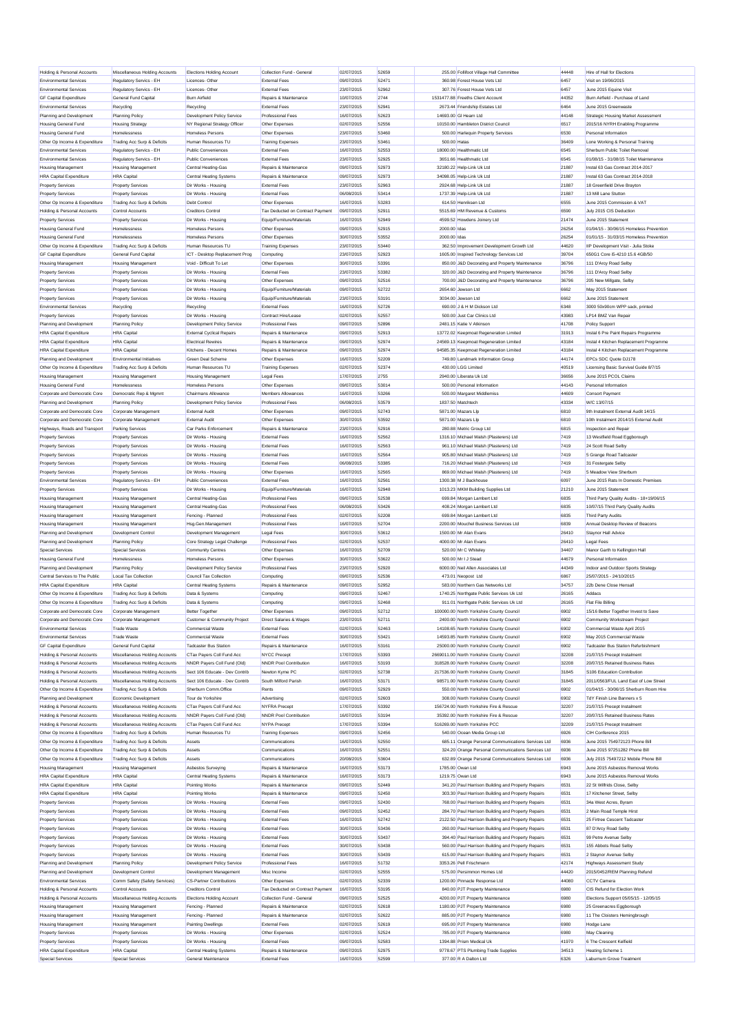| Holding & Personal Accounts | Miscellaneous Holding Accounts | Elections Holding Account | Collection Fund - General | 02/07/2015 | 52659 | 255.00 | Follifoot Village Hall Committee | 44448 | Hire of Hall for Elections |
|---|---|---|---|---|---|---|---|---|---|
| Environmental Services | Regulatory Servics - EH | Licences- Other | External Fees | 09/07/2015 | 52471 | 360.98 | Forest House Vets Ltd | 6457 | Visit on 19/06/2015 |
| Environmental Services | Regulatory Servics - EH | Licences- Other | External Fees | 23/07/2015 | 52962 | 307.76 | Forest House Vets Ltd | 6457 | June 2015 Equine Visit |
| GF Capital Expenditure | General Fund Capital | Burn Airfield | Repairs & Maintenance | 10/07/2015 | 2744 | 1531477.88 | Freeths Client Account | 44352 | Burn Airfield - Purchase of Land |
| Environmental Services | Recycling | Recycling | External Fees | 23/07/2015 | 52941 | 2673.44 | Friendship Estates Ltd | 6464 | June 2015 Greenwaste |
| Planning and Development | Planning Policy | Development Policy Service | Professional Fees | 16/07/2015 | 52623 | 14693.00 | GI Hearn Ltd | 44148 | Strategic Housing Market Assessment |
| Housing General Fund | Housing Strategy | NY Regional Strategy Officer | Other Expenses | 02/07/2015 | 52556 | 10150.00 | Hambleton District Council | 6517 | 2015/16 NYRH Enabling Programme |
| Housing General Fund | Homelessness | Homeless Persons | Other Expenses | 23/07/2015 | 53460 | 500.00 | Harlequin Property Services | 6530 | Personal Information |
| Other Op Income & Expenditure | Trading Acc Surp & Deficits | Human Resources TU | Training Expenses | 23/07/2015 | 53461 | 500.00 | Hatas | 36409 | Lone Working & Personal Training |
| Environmental Services | Regulatory Servics - EH | Public Conveniences | External Fees | 16/07/2015 | 52553 | 18000.00 | Healthmatic Ltd | 6545 | Sherburn Public Toilet Removal |
| Environmental Services | Regulatory Servics - EH | Public Conveniences | External Fees | 23/07/2015 | 52925 | 3651.66 | Healthmatic Ltd | 6545 | 01/08/15 - 31/08/15 Toilet Maintenance |
| Housing Management | Housing Management | Central Heating-Gas | Repairs & Maintenance | 09/07/2015 | 52973 | 32180.22 | Help-Link Uk Ltd | 21887 | Instal 63 Gas Contract 2014-2017 |
| HRA Capital Expenditure | HRA Capital | Central Heating Systems | Repairs & Maintenance | 09/07/2015 | 52973 | 34098.05 | Help-Link Uk Ltd | 21887 | Instal 63 Gas Contract 2014-2018 |
| Property Services | Property Services | Dir Works - Housing | External Fees | 23/07/2015 | 52963 | 2924.68 | Help-Link Uk Ltd | 21887 | 18 Greenfield Drive Brayton |
| Property Services | Property Services | Dir Works - Housing | External Fees | 06/08/2015 | 53414 | 1737.39 | Help-Link Uk Ltd | 21887 | 13 Mill Lane Stutton |
| Other Op Income & Expenditure | Trading Acc Surp & Deficits | Debt Control | Other Expenses | 16/07/2015 | 53283 | 614.50 | Henriksen Ltd | 6555 | June 2015 Commission & VAT |
| Holding & Personal Accounts | Control Accounts | Creditors Control | Tax Deducted on Contract Payment | 09/07/2015 | 52911 | 5515.69 | HM Revenue & Customs | 6590 | July 2015 CIS Deduction |
| Property Services | Property Services | Dir Works - Housing | Equip/Furniture/Materials | 16/07/2015 | 52949 | 4599.52 | Howdens Joinery Ltd | 21474 | June 2015 Statement |
| Housing General Fund | Homelessness | Homeless Persons | Other Expenses | 09/07/2015 | 52915 | 2000.00 | Idas | 26254 | 01/04/15 - 30/06/15 Homeless Prevention |
| Housing General Fund | Homelessness | Homeless Persons | Other Expenses | 30/07/2015 | 53552 | 2000.00 | Idas | 26254 | 01/01/15 - 31/03/15 Homeless Prevention |
| Other Op Income & Expenditure | Trading Acc Surp & Deficits | Human Resources TU | Training Expenses | 23/07/2015 | 53440 | 362.50 | Improvement Development Growth Ltd | 44620 | IIP Development Visit - Julia Stoke |
| GF Capital Expenditure | General Fund Capital | ICT - Desktop Replacement Prog | Computing | 23/07/2015 | 52923 | 1605.00 | Inspired Technology Services Ltd | 39704 | 650G1 Core i5-4210 15.6 4GB/50 |
| Housing Management | Housing Management | Void - Difficult To Let | Other Expenses | 30/07/2015 | 53391 | 850.00 | J&D Decorating and Property Maintenance | 36796 | 111 D'Arcy Road Selby |
| Property Services | Property Services | Dir Works - Housing | External Fees | 23/07/2015 | 53382 | 320.00 | J&D Decorating and Property Maintenance | 36796 | 111 D'Arcy Road Selby |
| Property Services | Property Services | Dir Works - Housing | Other Expenses | 09/07/2015 | 52516 | 700.00 | J&D Decorating and Property Maintenance | 36796 | 205 New Millgate, Selby |
| Property Services | Property Services | Dir Works - Housing | Equip/Furniture/Materials | 09/07/2015 | 52722 | 2654.60 | Jewson Ltd | 6662 | May 2015 Statement |
| Property Services | Property Services | Dir Works - Housing | Equip/Furniture/Materials | 23/07/2015 | 53191 | 3034.00 | Jewson Ltd | 6662 | June 2015 Statement |
| Environmental Services | Recycling | Recycling | External Fees | 16/07/2015 | 52726 | 690.00 | J & H M Dickson Ltd | 6348 | 3000 50x90cm WPP sack, printed |
| Property Services | Property Services | Dir Works - Housing | Contract Hire/Lease | 02/07/2015 | 52557 | 500.00 | Just Car Clinics Ltd | 43983 | LP14 BMZ Van Repair |
| Planning and Development | Planning Policy | Development Policy Service | Professional Fees | 09/07/2015 | 52896 | 2481.15 | Katie V Atkinson | 41708 | Policy Support |
| HRA Capital Expenditure | HRA Capital | External Cyclical Repairs | Repairs & Maintenance | 09/07/2015 | 52913 | 13772.02 | Keepmoat Regeneration Limited | 31913 | Instal 6 Pre Paint Repairs Programme |
| HRA Capital Expenditure | HRA Capital | Electrical Rewires | Repairs & Maintenance | 09/07/2015 | 52974 | 24569.13 | Keepmoat Regeneration Limited | 43184 | Instal 4 Kitchen Replacement Programme |
| HRA Capital Expenditure | HRA Capital | Kitchens - Decent Homes | Repairs & Maintenance | 09/07/2015 | 52974 | 94585.35 | Keepmoat Regeneration Limited | 43184 | Instal 4 Kitchen Replacement Programme |
| Planning and Development | Environmental Initiatives | Green Deal Scheme | Other Expenses | 16/07/2015 | 52209 | 749.80 | Landmark Information Group | 44174 | EPCs SDC Quote DJ178 |
| Other Op Income & Expenditure | Trading Acc Surp & Deficits | Human Resources TU | Training Expenses | 02/07/2015 | 52374 | 430.00 | LGG Limited | 40519 | Licensing Basic Survival Guide 8/7/15 |
| Housing Management | Housing Management | Housing Management | Legal Fees | 17/07/2015 | 2755 | 2940.00 | Liberata Uk Ltd | 36656 | June 2015 PCOL Claims |
| Housing General Fund | Homelessness | Homeless Persons | Other Expenses | 09/07/2015 | 53014 | 500.00 | Personal Information | 44143 | Personal Information |
| Corporate and Democratic Core | Democratic Rep & Mgmnt | Chairmans Allowance | Members Allowances | 16/07/2015 | 53266 | 500.00 | Margaret Middlemiss | 44609 | Consort Payment |
| Planning and Development | Planning Policy | Development Policy Service | Professional Fees | 06/08/2015 | 53579 | 1837.50 | Matchtech | 43334 | W/C 13/07/15 |
| Corporate and Democratic Core | Corporate Management | External Audit | Other Expenses | 09/07/2015 | 52743 | 5871.00 | Mazars Llp | 6810 | 9th Instalment External Audit 14/15 |
| Corporate and Democratic Core | Corporate Management | External Audit | Other Expenses | 30/07/2015 | 53592 | 5871.00 | Mazars Llp | 6810 | 10th Instalment 2014/15 External Audit |
| Highways, Roads and Transport | Parking Services | Car Parks Enforcement | Repairs & Maintenance | 23/07/2015 | 52916 | 280.88 | Metric Group Ltd | 6815 | Inspection and Repair |
| Property Services | Property Services | Dir Works - Housing | External Fees | 16/07/2015 | 52562 | 1316.10 | Michael Walsh (Plasterers) Ltd | 7419 | 13 Westfield Road Eggborough |
| Property Services | Property Services | Dir Works - Housing | External Fees | 16/07/2015 | 52563 | 961.10 | Michael Walsh (Plasterers) Ltd | 7419 | 24 Scott Road Selby |
| Property Services | Property Services | Dir Works - Housing | External Fees | 16/07/2015 | 52564 | 905.80 | Michael Walsh (Plasterers) Ltd | 7419 | 5 Grange Road Tadcaster |
| Property Services | Property Services | Dir Works - Housing | External Fees | 06/08/2015 | 53385 | 716.20 | Michael Walsh (Plasterers) Ltd | 7419 | 31 Fostergate Selby |
| Property Services | Property Services | Dir Works - Housing | Other Expenses | 16/07/2015 | 52565 | 869.00 | Michael Walsh (Plasterers) Ltd | 7419 | 5 Meadow View Sherburn |
| Environmental Services | Regulatory Servics - EH | Public Conveniences | External Fees | 16/07/2015 | 52561 | 1300.38 | M J Backhouse | 6097 | June 2015 Rats In Domestic Premises |
| Property Services | Property Services | Dir Works - Housing | Equip/Furniture/Materials | 16/07/2015 | 52948 | 1013.23 | MKM Building Supplies Ltd | 21210 | June 2015 Statement |
| Housing Management | Housing Management | Central Heating-Gas | Professional Fees | 09/07/2015 | 52538 | 699.84 | Morgan Lambert Ltd | 6835 | Third Party Quality Audits - 18+19/06/15 |
| Housing Management | Housing Management | Central Heating-Gas | Professional Fees | 06/08/2015 | 53426 | 408.24 | Morgan Lambert Ltd | 6835 | 10/07/15 Third Party Quality Audits |
| Housing Management | Housing Management | Fencing - Planned | Professional Fees | 02/07/2015 | 52208 | 699.84 | Morgan Lambert Ltd | 6835 | Third Party Audits |
| Housing Management | Housing Management | Hsg.Gen.Management | Professional Fees | 16/07/2015 | 52704 | 2200.00 | Mouchel Business Services Ltd | 6839 | Annual Desktop Review of Beacons |
| Planning and Development | Development Control | Development Management | Legal Fees | 30/07/2015 | 53612 | 1500.00 | Mr Alan Evans | 26410 | Staynor Hall Advice |
| Planning and Development | Planning Policy | Core Strategy Legal Challenge | Professional Fees | 02/07/2015 | 52537 | 4000.00 | Mr Alan Evans | 26410 | Legal Fees |
| Special Services | Special Services | Community Centres | Other Expenses | 16/07/2015 | 52709 | 520.00 | Mr C Whiteley | 34407 | Manor Garth to Kellington Hall |
| Housing General Fund | Homelessness | Homeless Persons | Other Expenses | 30/07/2015 | 53622 | 500.00 | Mr I J Stead | 44679 | Personal Information |
| Planning and Development | Planning Policy | Development Policy Service | Professional Fees | 23/07/2015 | 52920 | 6000.00 | Neil Allen Associates Ltd | 44349 | Indoor and Outdoor Sports Strategy |
| Central Services to The Public | Local Tax Collection | Council Tax Collection | Computing | 09/07/2015 | 52536 | 473.01 | Neopost Ltd | 6867 | 25/07/2015 - 24/10/2015 |
| HRA Capital Expenditure | HRA Capital | Central Heating Systems | Repairs & Maintenance | 09/07/2015 | 52952 | 583.00 | Northern Gas Networks Ltd | 34757 | 22b Dene Close Hensall |
| Other Op Income & Expenditure | Trading Acc Surp & Deficits | Data & Systems | Computing | 09/07/2015 | 52467 | 1740.25 | Northgate Public Services Uk Ltd | 26165 | Addacs |
| Other Op Income & Expenditure | Trading Acc Surp & Deficits | Data & Systems | Computing | 09/07/2015 | 52468 | 911.01 | Northgate Public Services Uk Ltd | 26165 | Flat File Billing |
| Corporate and Democratic Core | Corporate Management | Better Together | Other Expenses | 09/07/2015 | 52712 | 100000.00 | North Yorkshire County Council | 6902 | 15/16 Better Together Invest to Save |
| Corporate and Democratic Core | Corporate Management | Customer & Community Project | Direct Salaries & Wages | 23/07/2015 | 52711 | 2400.00 | North Yorkshire County Council | 6902 | Community Workstream Project |
| Environmental Services | Trade Waste | Commercial Waste | External Fees | 02/07/2015 | 52463 | 14108.65 | North Yorkshire County Council | 6902 | Commercial Waste April 2015 |
| Environmental Services | Trade Waste | Commercial Waste | External Fees | 30/07/2015 | 53421 | 14593.85 | North Yorkshire County Council | 6902 | May 2015 Commercial Waste |
| GF Capital Expenditure | General Fund Capital | Tadcaster Bus Station | Repairs & Maintenance | 16/07/2015 | 53161 | 25000.00 | North Yorkshire County Council | 6902 | Tadcaster Bus Station Refurbishment |
| Holding & Personal Accounts | Miscellaneous Holding Accounts | CTax Payers Coll Fund Acc | NYCC Precept | 17/07/2015 | 53393 | 2669011.00 | North Yorkshire County Council | 32208 | 21/07/15 Precept Instalment |
| Holding & Personal Accounts | Miscellaneous Holding Accounts | NNDR Payers Coll Fund (Old) | NNDR Pool Contribution | 16/07/2015 | 53193 | 318528.00 | North Yorkshire County Council | 32208 | 20/07/15 Retained Business Rates |
| Holding & Personal Accounts | Miscellaneous Holding Accounts | Sect 106 Educate - Dev Contrib | Newton Kyme PC | 02/07/2015 | 52738 | 217536.00 | North Yorkshire County Council | 31845 | S106 Education Contribution |
| Holding & Personal Accounts | Miscellaneous Holding Accounts | Sect 106 Educate - Dev Contrib | South Milford Parish | 16/07/2015 | 53171 | 98571.00 | North Yorkshire County Council | 31845 | 2011/0563/FUL Land East of Low Street |
| Other Op Income & Expenditure | Trading Acc Surp & Deficits | Sherburn Comm.Office | Rents | 09/07/2015 | 52929 | 550.00 | North Yorkshire County Council | 6902 | 01/04/15 - 30/06/15 Sherburn Room Hire |
| Planning and Development | Economic Development | Tour de Yorkshire | Advertising | 02/07/2015 | 52603 | 308.00 | North Yorkshire County Council | 6902 | TdY Finish Line Banners x 5 |
| Holding & Personal Accounts | Miscellaneous Holding Accounts | CTax Payers Coll Fund Acc | NYFRA Precept | 17/07/2015 | 53392 | 156724.00 | North Yorkshire Fire & Rescue | 32207 | 21/07/15 Precept Instalment |
| Holding & Personal Accounts | Miscellaneous Holding Accounts | NNDR Payers Coll Fund (Old) | NNDR Pool Contribution | 16/07/2015 | 53194 | 35392.00 | North Yorkshire Fire & Rescue | 32207 | 20/07/15 Retained Business Rates |
| Holding & Personal Accounts | Miscellaneous Holding Accounts | CTax Payers Coll Fund Acc | NYPA Precept | 17/07/2015 | 53394 | 516269.00 | North Yorkshire PCC | 32209 | 21/07/15 Precept Instalment |
| Other Op Income & Expenditure | Trading Acc Surp & Deficits | Human Resources TU | Training Expenses | 09/07/2015 | 52456 | 540.00 | Ocean Media Group Ltd | 6926 | CIH Conference 2015 |
| Other Op Income & Expenditure | Trading Acc Surp & Deficits | Assets | Communications | 16/07/2015 | 52550 | 685.11 | Orange Personal Communications Services Ltd | 6936 | June 2015 754972123 Phone Bill |
| Other Op Income & Expenditure | Trading Acc Surp & Deficits | Assets | Communications | 16/07/2015 | 52551 | 324.20 | Orange Personal Communications Services Ltd | 6936 | June 2015 97251282 Phone Bill |
| Other Op Income & Expenditure | Trading Acc Surp & Deficits | Assets | Communications | 20/08/2015 | 53604 | 632.89 | Orange Personal Communications Services Ltd | 6936 | July 2015 75497212 Mobile Phone Bill |
| Housing Management | Housing Management | Asbestos Surveying | Repairs & Maintenance | 16/07/2015 | 53173 | 1785.00 | Owan Ltd | 6943 | June 2015 Asbestos Removal Works |
| HRA Capital Expenditure | HRA Capital | Central Heating Systems | Repairs & Maintenance | 16/07/2015 | 53173 | 1219.75 | Owan Ltd | 6943 | June 2015 Asbestos Removal Works |
| HRA Capital Expenditure | HRA Capital | Pointing Works | Repairs & Maintenance | 09/07/2015 | 52449 | 341.20 | Paul Harrison Building and Property Repairs | 6531 | 22 St Wilfrids Close, Selby |
| HRA Capital Expenditure | HRA Capital | Pointing Works | Repairs & Maintenance | 09/07/2015 | 52450 | 303.30 | Paul Harrison Building and Property Repairs | 6531 | 17 Kitchener Street, Selby |
| Property Services | Property Services | Dir Works - Housing | External Fees | 09/07/2015 | 52430 | 768.00 | Paul Harrison Building and Property Repairs | 6531 | 34a West Acres, Byram |
| Property Services | Property Services | Dir Works - Housing | External Fees | 09/07/2015 | 52452 | 284.70 | Paul Harrison Building and Property Repairs | 6531 | 2 Main Road Temple Hirst |
| Property Services | Property Services | Dir Works - Housing | External Fees | 16/07/2015 | 52742 | 2122.50 | Paul Harrison Building and Property Repairs | 6531 | 25 Fitree Crescent Tadcaster |
| Property Services | Property Services | Dir Works - Housing | External Fees | 30/07/2015 | 53436 | 260.00 | Paul Harrison Building and Property Repairs | 6531 | 87 D'Arcy Road Selby |
| Property Services | Property Services | Dir Works - Housing | External Fees | 30/07/2015 | 53437 | 394.40 | Paul Harrison Building and Property Repairs | 6531 | 99 Petre Avenue Selby |
| Property Services | Property Services | Dir Works - Housing | External Fees | 30/07/2015 | 53438 | 560.00 | Paul Harrison Building and Property Repairs | 6531 | 155 Abbots Road Selby |
| Property Services | Property Services | Dir Works - Housing | External Fees | 30/07/2015 | 53439 | 615.00 | Paul Harrison Building and Property Repairs | 6531 | 2 Staynor Avenue Selby |
| Planning and Development | Planning Policy | Development Policy Service | Professional Fees | 16/07/2015 | 51732 | 3353.26 | Pell Frischmann | 42174 | Highways Assessment Study |
| Planning and Development | Development Control | Development Management | Misc Income | 02/07/2015 | 52555 | 575.00 | Persimmon Homes Ltd | 44420 | 2015/0452/REM Planning Refund |
| Environmental Services | Comm Safety (Safety Services) | CS-Partner Contributions | Other Expenses | 02/07/2015 | 52339 | 1200.00 | Pinnacle Response Ltd | 44080 | CCTV Camera |
| Holding & Personal Accounts | Control Accounts | Creditors Control | Tax Deducted on Contract Payment | 16/07/2015 | 53195 | 840.00 | PJT Property Maintenance | 6980 | CIS Refund for Election Work |
| Holding & Personal Accounts | Miscellaneous Holding Accounts | Elections Holding Account | Collection Fund - General | 09/07/2015 | 52525 | 4200.00 | PJT Property Maintenance | 6980 | Elections Support 05/05/15 - 12/05/15 |
| Housing Management | Housing Management | Fencing - Planned | Repairs & Maintenance | 02/07/2015 | 52618 | 1180.00 | PJT Property Maintenance | 6980 | 25 Greenacres Eggborough |
| Housing Management | Housing Management | Fencing - Planned | Repairs & Maintenance | 02/07/2015 | 52622 | 885.00 | PJT Property Maintenance | 6980 | 11 The Cloisters Hemingbrough |
| Housing Management | Housing Management | Painting Dwellings | External Fees | 02/07/2015 | 52619 | 695.00 | PJT Property Maintenance | 6980 | Hodge Lane |
| Property Services | Property Services | Dir Works - Housing | Other Expenses | 02/07/2015 | 52524 | 785.00 | PJT Property Maintenance | 6980 | May Cleaning |
| Property Services | Property Services | Dir Works - Housing | External Fees | 09/07/2015 | 52583 | 1394.88 | Prism Medical Uk | 41970 | 6 The Crescent Kelfield |
| HRA Capital Expenditure | HRA Capital | Central Heating Systems | Repairs & Maintenance | 09/07/2015 | 52975 | 9778.67 | PTS Plumbing Trade Supplies | 34513 | Heating Scheme 1 |
| Special Services | Special Services | General Maintenance | External Fees | 16/07/2015 | 52599 | 377.00 | R A Dalton Ltd | 6326 | Laburnum Grove Treatment |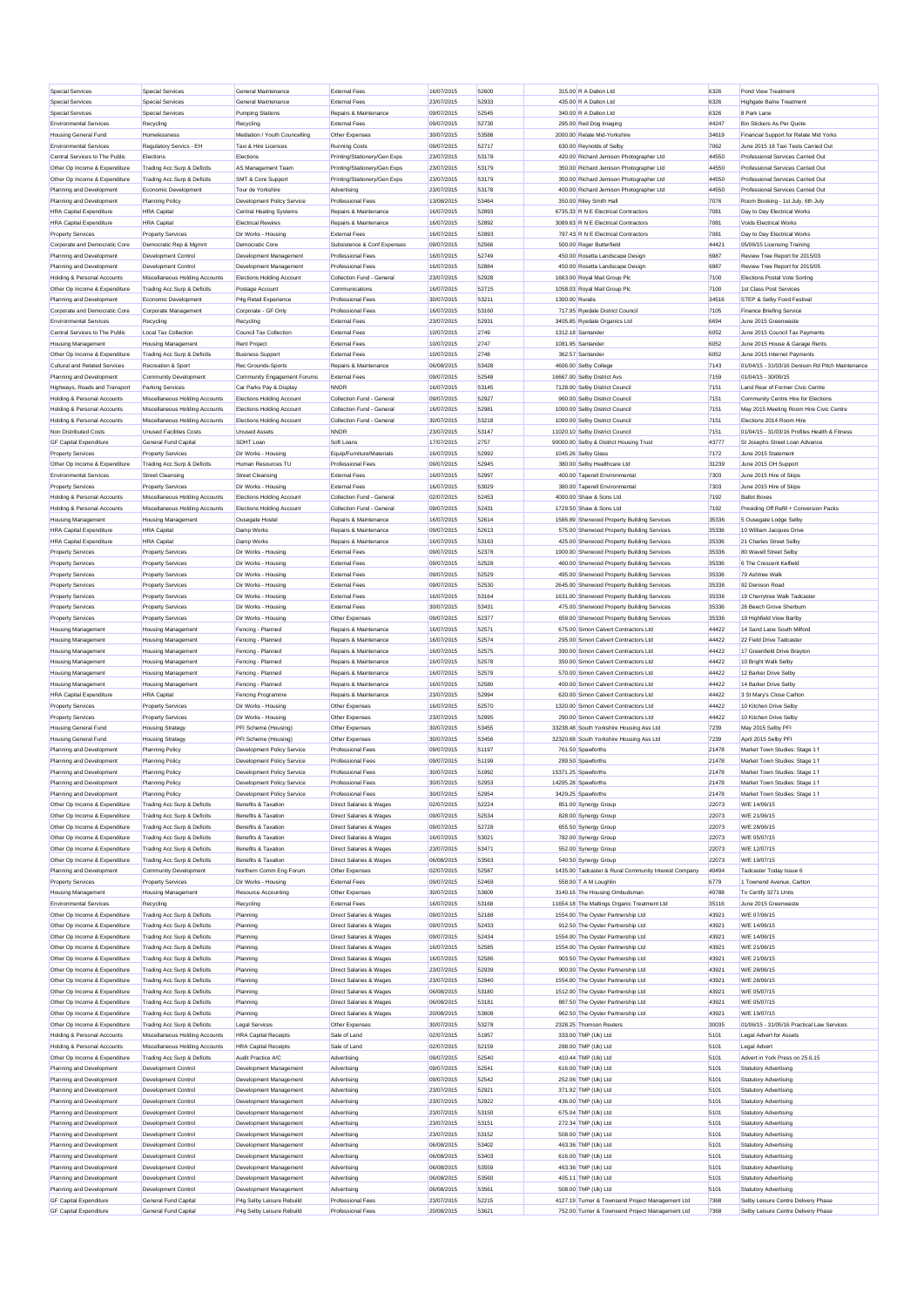| Special Services | Special Services | General Maintenance | External Fees | 16/07/2015 | 52600 | 315.00 | R A Dalton Ltd | 6326 | Pond View Treatment |
|---|---|---|---|---|---|---|---|---|---|
| Special Services | Special Services | General Maintenance | External Fees | 23/07/2015 | 52933 | 435.00 | R A Dalton Ltd | 6326 | Highgate Balne Treatment |
| Special Services | Special Services | Pumping Stations | Repairs & Maintenance | 09/07/2015 | 52545 | 340.00 | R A Dalton Ltd | 6326 | 8 Park Lane |
| Environmental Services | Recycling | Recycling | External Fees | 09/07/2015 | 52730 | 295.00 | Red Dog Imaging | 44247 | Bin Stickers As Per Quote |
| Housing General Fund | Homelessness | Mediation / Youth Councelling | Other Expenses | 30/07/2015 | 53588 | 2000.00 | Relate Mid-Yorkshire | 34619 | Financial Support for Relate Mid Yorks |
| Environmental Services | Regulatory Servics - EH | Taxi & Hire Licences | Running Costs | 09/07/2015 | 52717 | 630.00 | Reynolds of Selby | 7062 | June 2015 18 Taxi Tests Carried Out |
| Central Services to The Public | Elections | Elections | Printing/Stationery/Gen Exps | 23/07/2015 | 53178 | 420.00 | Richard Jemison Photographer Ltd | 44550 | Professional Services Carried Out |
| Other Op Income & Expenditure | Trading Acc Surp & Deficits | AS Management Team | Printing/Stationery/Gen Exps | 23/07/2015 | 53179 | 350.00 | Richard Jemison Photographer Ltd | 44550 | Professional Services Carried Out |
| Other Op Income & Expenditure | Trading Acc Surp & Deficits | SMT & Core Support | Printing/Stationery/Gen Exps | 23/07/2015 | 53179 | 350.00 | Richard Jemison Photographer Ltd | 44550 | Professional Services Carried Out |
| Planning and Development | Economic Development | Tour de Yorkshire | Advertising | 23/07/2015 | 53178 | 400.00 | Richard Jemison Photographer Ltd | 44550 | Professional Services Carried Out |
| Planning and Development | Planning Policy | Development Policy Service | Professional Fees | 13/08/2015 | 53464 | 350.00 | Riley Smith Hall | 7076 | Room Booking - 1st July, 6th July |
| HRA Capital Expenditure | HRA Capital | Central Heating Systems | Repairs & Maintenance | 16/07/2015 | 52893 | 6735.33 | R N E Electrical Contractors | 7081 | Day to Day Electrical Works |
| HRA Capital Expenditure | HRA Capital | Electrical Rewires | Repairs & Maintenance | 16/07/2015 | 52892 | 3089.63 | R N E Electrical Contractors | 7081 | Voids Electrical Works |
| Property Services | Property Services | Dir Works - Housing | External Fees | 16/07/2015 | 52893 | 797.43 | R N E Electrical Contractors | 7081 | Day to Day Electrical Works |
| Corporate and Democratic Core | Democratic Rep & Mgmnt | Democratic Core | Subsistence & Conf Expenses | 09/07/2015 | 52566 | 500.00 | Roger Butterfield | 44421 | 05/06/15 Licensing Training |
| Planning and Development | Development Control | Development Management | Professional Fees | 16/07/2015 | 52749 | 450.00 | Rosetta Landscape Design | 6987 | Review Tree Report for 2015/03 |
| Planning and Development | Development Control | Development Management | Professional Fees | 16/07/2015 | 52884 | 450.00 | Rosetta Landscape Design | 6987 | Review Tree Report for 2015/05 |
| Holding & Personal Accounts | Miscellaneous Holding Accounts | Elections Holding Account | Collection Fund - General | 23/07/2015 | 52928 | 1663.00 | Royal Mail Group Plc | 7100 | Elections Postal Vote Sorting |
| Other Op Income & Expenditure | Trading Acc Surp & Deficits | Postage Account | Communications | 16/07/2015 | 52715 | 1058.03 | Royal Mail Group Plc | 7100 | 1st Class Post Services |
| Planning and Development | Economic Development | P4g Retail Experience | Professional Fees | 30/07/2015 | 53211 | 1300.00 | Ruralis | 34516 | STEP & Selby Food Festival |
| Corporate and Democratic Core | Corporate Management | Corporate - GF Only | Professional Fees | 16/07/2015 | 53160 | 717.95 | Ryedale District Council | 7105 | Finance Briefing Service |
| Environmental Services | Recycling | Recycling | External Fees | 23/07/2015 | 52931 | 3405.85 | Ryedale Organics Ltd | 6694 | June 2015 Greenwaste |
| Central Services to The Public | Local Tax Collection | Council Tax Collection | External Fees | 10/07/2015 | 2749 | 1312.18 | Santander | 6052 | June 2015 Council Tax Payments |
| Housing Management | Housing Management | Rent Project | External Fees | 10/07/2015 | 2747 | 1081.95 | Santander | 6052 | June 2015 House & Garage Rents |
| Other Op Income & Expenditure | Trading Acc Surp & Deficits | Business Support | External Fees | 10/07/2015 | 2748 | 362.57 | Santander | 6052 | June 2015 Internet Payments |
| Cultural and Related Services | Recreation & Sport | Rec Grounds-Sports | Repairs & Maintenance | 06/08/2015 | 53428 | 4606.00 | Selby College | 7143 | 01/04/15 - 31/03/16 Denison Rd Pitch Maintenance |
| Planning and Development | Community Development | Community Engagement Forums | External Fees | 09/07/2015 | 52548 | 16667.00 | Selby District Avs | 7159 | 01/04/15 - 30/09/15 |
| Highways, Roads and Transport | Parking Services | Car Parks Pay & Display | NNDR | 16/07/2015 | 53145 | 7128.00 | Selby District Council | 7151 | Land Rear of Former Civic Centre |
| Holding & Personal Accounts | Miscellaneous Holding Accounts | Elections Holding Account | Collection Fund - General | 09/07/2015 | 52927 | 960.00 | Selby District Council | 7151 | Community Centre Hire for Elections |
| Holding & Personal Accounts | Miscellaneous Holding Accounts | Elections Holding Account | Collection Fund - General | 16/07/2015 | 52981 | 1000.00 | Selby District Council | 7151 | May 2015 Meeting Room Hire Civic Centre |
| Holding & Personal Accounts | Miscellaneous Holding Accounts | Elections Holding Account | Collection Fund - General | 30/07/2015 | 53218 | 1000.00 | Selby District Council | 7151 | Elections 2014 Room Hire |
| Non Distributed Costs | Unused Facilities Costs | Unused Assets | NNDR | 23/07/2015 | 53147 | 11020.10 | Selby District Council | 7151 | 01/04/15 - 31/03/16 Profiles Health & Fitness |
| GF Capital Expenditure | General Fund Capital | SDHT Loan | Soft Loans | 17/07/2015 | 2757 | 90000.00 | Selby & District Housing Trust | 43777 | St Josephs Street Loan Advance |
| Property Services | Property Services | Dir Works - Housing | Equip/Furniture/Materials | 16/07/2015 | 52992 | 1045.26 | Selby Glass | 7172 | June 2015 Statement |
| Other Op Income & Expenditure | Trading Acc Surp & Deficits | Human Resources TU | Professional Fees | 09/07/2015 | 52945 | 380.00 | Selby Healthcare Ltd | 31239 | June 2015 OH Support |
| Environmental Services | Street Cleansing | Street Cleansing | External Fees | 16/07/2015 | 52997 | 400.00 | Taperell Environmental | 7303 | June 2015 Hire of Skips |
| Property Services | Property Services | Dir Works - Housing | External Fees | 16/07/2015 | 53029 | 380.00 | Taperell Environmental | 7303 | June 2015 Hire of Skips |
| Holding & Personal Accounts | Miscellaneous Holding Accounts | Elections Holding Account | Collection Fund - General | 02/07/2015 | 52453 | 4000.00 | Shaw & Sons Ltd | 7192 | Ballot Boxes |
| Holding & Personal Accounts | Miscellaneous Holding Accounts | Elections Holding Account | Collection Fund - General | 09/07/2015 | 52431 | 1729.50 | Shaw & Sons Ltd | 7192 | Presiding Off Refill + Conversion Packs |
| Housing Management | Housing Management | Ousegate Hostel | Repairs & Maintenance | 16/07/2015 | 52614 | 1586.89 | Sherwood Property Building Services | 35336 | 5 Ousegate Lodge Selby |
| HRA Capital Expenditure | HRA Capital | Damp Works | Repairs & Maintenance | 09/07/2015 | 52613 | 575.00 | Sherwood Property Building Services | 35336 | 10 William Jacques Drive |
| HRA Capital Expenditure | HRA Capital | Damp Works | Repairs & Maintenance | 16/07/2015 | 53163 | 425.00 | Sherwood Property Building Services | 35336 | 21 Charles Street Selby |
| Property Services | Property Services | Dir Works - Housing | External Fees | 09/07/2015 | 52378 | 1900.00 | Sherwood Property Building Services | 35336 | 80 Wavell Street Selby |
| Property Services | Property Services | Dir Works - Housing | External Fees | 09/07/2015 | 52528 | 460.00 | Sherwood Property Building Services | 35336 | 6 The Crescent Kellfield |
| Property Services | Property Services | Dir Works - Housing | External Fees | 09/07/2015 | 52529 | 495.00 | Sherwood Property Building Services | 35336 | 79 Ashtree Walk |
| Property Services | Property Services | Dir Works - Housing | External Fees | 09/07/2015 | 52530 | 2645.00 | Sherwood Property Building Services | 35336 | 92 Denison Road |
| Property Services | Property Services | Dir Works - Housing | External Fees | 16/07/2015 | 53164 | 1631.00 | Sherwood Property Building Services | 35336 | 19 Cherrytree Walk Tadcaster |
| Property Services | Property Services | Dir Works - Housing | External Fees | 30/07/2015 | 53431 | 475.00 | Sherwood Property Building Services | 35336 | 26 Beech Grove Sherburn |
| Property Services | Property Services | Dir Works - Housing | Other Expenses | 09/07/2015 | 52377 | 659.00 | Sherwood Property Building Services | 35336 | 19 Highfield View Barlby |
| Housing Management | Housing Management | Fencing - Planned | Repairs & Maintenance | 16/07/2015 | 52571 | 675.00 | Simon Calvert Contractors Ltd | 44422 | 14 Sand Lane South Milford |
| Housing Management | Housing Management | Fencing - Planned | Repairs & Maintenance | 16/07/2015 | 52574 | 295.00 | Simon Calvert Contractors Ltd | 44422 | 22 Field Drive Tadcaster |
| Housing Management | Housing Management | Fencing - Planned | Repairs & Maintenance | 16/07/2015 | 52575 | 390.00 | Simon Calvert Contractors Ltd | 44422 | 17 Greenfield Drive Brayton |
| Housing Management | Housing Management | Fencing - Planned | Repairs & Maintenance | 16/07/2015 | 52578 | 350.00 | Simon Calvert Contractors Ltd | 44422 | 10 Bright Walk Selby |
| Housing Management | Housing Management | Fencing - Planned | Repairs & Maintenance | 16/07/2015 | 52579 | 570.00 | Simon Calvert Contractors Ltd | 44422 | 12 Barker Drive Selby |
| Housing Management | Housing Management | Fencing - Planned | Repairs & Maintenance | 16/07/2015 | 52580 | 400.00 | Simon Calvert Contractors Ltd | 44422 | 14 Barker Drive Selby |
| HRA Capital Expenditure | HRA Capital | Fencing Programme | Repairs & Maintenance | 23/07/2015 | 52994 | 620.00 | Simon Calvert Contractors Ltd | 44422 | 3 St Mary's Close Carlton |
| Property Services | Property Services | Dir Works - Housing | Other Expenses | 16/07/2015 | 52570 | 1320.00 | Simon Calvert Contractors Ltd | 44422 | 10 Kitchen Drive Selby |
| Property Services | Property Services | Dir Works - Housing | Other Expenses | 23/07/2015 | 52995 | 290.00 | Simon Calvert Contractors Ltd | 44422 | 10 Kitchen Drive Selby |
| Housing General Fund | Housing Strategy | PFI Scheme (Housing) | Other Expenses | 30/07/2015 | 53455 | 33238.48 | South Yorkshire Housing Ass Ltd | 7239 | May 2015 Selby PFI |
| Housing General Fund | Housing Strategy | PFI Scheme (Housing) | Other Expenses | 30/07/2015 | 53456 | 32320.68 | South Yorkshire Housing Ass Ltd | 7239 | April 2015 Selby PFI |
| Planning and Development | Planning Policy | Development Policy Service | Professional Fees | 09/07/2015 | 51197 | 761.50 | Spawforths | 21478 | Market Town Studies: Stage 1 f |
| Planning and Development | Planning Policy | Development Policy Service | Professional Fees | 09/07/2015 | 51199 | 289.50 | Spawforths | 21478 | Market Town Studies: Stage 1 f |
| Planning and Development | Planning Policy | Development Policy Service | Professional Fees | 30/07/2015 | 51992 | 15371.25 | Spawforths | 21478 | Market Town Studies: Stage 1 f |
| Planning and Development | Planning Policy | Development Policy Service | Professional Fees | 30/07/2015 | 52953 | 14205.28 | Spawforths | 21478 | Market Town Studies: Stage 1 f |
| Planning and Development | Planning Policy | Development Policy Service | Professional Fees | 30/07/2015 | 52954 | 3429.25 | Spawforths | 21478 | Market Town Studies: Stage 1 f |
| Other Op Income & Expenditure | Trading Acc Surp & Deficits | Benefits & Taxation | Direct Salaries & Wages | 02/07/2015 | 52224 | 851.00 | Synergy Group | 22073 | W/E 14/06/15 |
| Other Op Income & Expenditure | Trading Acc Surp & Deficits | Benefits & Taxation | Direct Salaries & Wages | 09/07/2015 | 52534 | 828.00 | Synergy Group | 22073 | W/E 21/06/15 |
| Other Op Income & Expenditure | Trading Acc Surp & Deficits | Benefits & Taxation | Direct Salaries & Wages | 09/07/2015 | 52728 | 655.50 | Synergy Group | 22073 | W/E 28/06/15 |
| Other Op Income & Expenditure | Trading Acc Surp & Deficits | Benefits & Taxation | Direct Salaries & Wages | 16/07/2015 | 53021 | 782.00 | Synergy Group | 22073 | W/E 05/07/15 |
| Other Op Income & Expenditure | Trading Acc Surp & Deficits | Benefits & Taxation | Direct Salaries & Wages | 23/07/2015 | 53471 | 552.00 | Synergy Group | 22073 | W/E 12/07/15 |
| Other Op Income & Expenditure | Trading Acc Surp & Deficits | Benefits & Taxation | Direct Salaries & Wages | 06/08/2015 | 53563 | 540.50 | Synergy Group | 22073 | W/E 19/07/15 |
| Planning and Development | Community Development | Northern Comm Eng Forum | Other Expenses | 02/07/2015 | 52587 | 1435.00 | Tadcaster & Rural Community Interest Company | 40494 | Tadcaster Today Issue 6 |
| Property Services | Property Services | Dir Works - Housing | External Fees | 09/07/2015 | 52469 | 558.00 | T A M Loughlin | 6779 | 1 Townend Avenue, Carlton |
| Housing Management | Housing Management | Resource Accounting | Other Expenses | 30/07/2015 | 53609 | 3140.16 | The Housing Ombudsman | 40788 | To Certify 3271 Units |
| Environmental Services | Recycling | Recycling | External Fees | 16/07/2015 | 53168 | 11654.18 | The Maltings Organic Treatment Ltd | 35116 | June 2015 Greenwaste |
| Other Op Income & Expenditure | Trading Acc Surp & Deficits | Planning | Direct Salaries & Wages | 09/07/2015 | 52188 | 1554.00 | The Oyster Partnership Ltd | 43921 | W/E 07/06/15 |
| Other Op Income & Expenditure | Trading Acc Surp & Deficits | Planning | Direct Salaries & Wages | 09/07/2015 | 52433 | 912.50 | The Oyster Partnership Ltd | 43921 | W/E 14/06/15 |
| Other Op Income & Expenditure | Trading Acc Surp & Deficits | Planning | Direct Salaries & Wages | 09/07/2015 | 52434 | 1554.00 | The Oyster Partnership Ltd | 43921 | W/E 14/06/15 |
| Other Op Income & Expenditure | Trading Acc Surp & Deficits | Planning | Direct Salaries & Wages | 16/07/2015 | 52585 | 1554.00 | The Oyster Partnership Ltd | 43921 | W/E 21/06/15 |
| Other Op Income & Expenditure | Trading Acc Surp & Deficits | Planning | Direct Salaries & Wages | 16/07/2015 | 52586 | 903.50 | The Oyster Partnership Ltd | 43921 | W/E 21/06/15 |
| Other Op Income & Expenditure | Trading Acc Surp & Deficits | Planning | Direct Salaries & Wages | 23/07/2015 | 52939 | 900.00 | The Oyster Partnership Ltd | 43921 | W/E 28/06/15 |
| Other Op Income & Expenditure | Trading Acc Surp & Deficits | Planning | Direct Salaries & Wages | 23/07/2015 | 52940 | 1554.00 | The Oyster Partnership Ltd | 43921 | W/E 28/06/15 |
| Other Op Income & Expenditure | Trading Acc Surp & Deficits | Planning | Direct Salaries & Wages | 06/08/2015 | 53180 | 1512.00 | The Oyster Partnership Ltd | 43921 | W/E 05/07/15 |
| Other Op Income & Expenditure | Trading Acc Surp & Deficits | Planning | Direct Salaries & Wages | 06/08/2015 | 53181 | 887.50 | The Oyster Partnership Ltd | 43921 | W/E 05/07/15 |
| Other Op Income & Expenditure | Trading Acc Surp & Deficits | Planning | Direct Salaries & Wages | 20/08/2015 | 53608 | 962.50 | The Oyster Partnership Ltd | 43921 | W/E 19/07/15 |
| Other Op Income & Expenditure | Trading Acc Surp & Deficits | Legal Services | Other Expenses | 30/07/2015 | 53278 | 2328.25 | Thomson Reuters | 39035 | 01/06/15 - 31/05/16 Practical Law Services |
| Holding & Personal Accounts | Miscellaneous Holding Accounts | HRA Capital Receipts | Sale of Land | 02/07/2015 | 51957 | 333.00 | TMP (Uk) Ltd | 5101 | Legal Advert for Assets |
| Holding & Personal Accounts | Miscellaneous Holding Accounts | HRA Capital Receipts | Sale of Land | 02/07/2015 | 52159 | 288.00 | TMP (Uk) Ltd | 5101 | Legal Advert |
| Other Op Income & Expenditure | Trading Acc Surp & Deficits | Audit Practice A/C | Advertising | 09/07/2015 | 52540 | 410.44 | TMP (Uk) Ltd | 5101 | Advert in York Press on 25.6.15 |
| Planning and Development | Development Control | Development Management | Advertising | 09/07/2015 | 52541 | 616.00 | TMP (Uk) Ltd | 5101 | Statutory Advertising |
| Planning and Development | Development Control | Development Management | Advertising | 09/07/2015 | 52542 | 252.06 | TMP (Uk) Ltd | 5101 | Statutory Advertising |
| Planning and Development | Development Control | Development Management | Advertising | 23/07/2015 | 52921 | 371.92 | TMP (Uk) Ltd | 5101 | Statutory Advertising |
| Planning and Development | Development Control | Development Management | Advertising | 23/07/2015 | 52922 | 436.00 | TMP (Uk) Ltd | 5101 | Statutory Advertising |
| Planning and Development | Development Control | Development Management | Advertising | 23/07/2015 | 53150 | 675.04 | TMP (Uk) Ltd | 5101 | Statutory Advertising |
| Planning and Development | Development Control | Development Management | Advertising | 23/07/2015 | 53151 | 272.34 | TMP (Uk) Ltd | 5101 | Statutory Advertising |
| Planning and Development | Development Control | Development Management | Advertising | 23/07/2015 | 53152 | 508.00 | TMP (Uk) Ltd | 5101 | Statutory Advertising |
| Planning and Development | Development Control | Development Management | Advertising | 06/08/2015 | 53402 | 463.36 | TMP (Uk) Ltd | 5101 | Statutory Advertising |
| Planning and Development | Development Control | Development Management | Advertising | 06/08/2015 | 53403 | 616.00 | TMP (Uk) Ltd | 5101 | Statutory Advertising |
| Planning and Development | Development Control | Development Management | Advertising | 06/08/2015 | 53559 | 463.36 | TMP (Uk) Ltd | 5101 | Statutory Advertising |
| Planning and Development | Development Control | Development Management | Advertising | 06/08/2015 | 53560 | 405.11 | TMP (Uk) Ltd | 5101 | Statutory Advertising |
| Planning and Development | Development Control | Development Management | Advertising | 06/08/2015 | 53561 | 508.00 | TMP (Uk) Ltd | 5101 | Statutory Advertising |
| GF Capital Expenditure | General Fund Capital | P4g Selby Leisure Rebuild | Professional Fees | 23/07/2015 | 52215 | 4127.19 | Turner & Townsend Project Management Ltd | 7368 | Selby Leisure Centre Delivery Phase |
| GF Capital Expenditure | General Fund Capital | P4g Selby Leisure Rebuild | Professional Fees | 20/08/2015 | 53621 | 752.00 | Turner & Townsend Project Management Ltd | 7368 | Selby Leisure Centre Delivery Phase |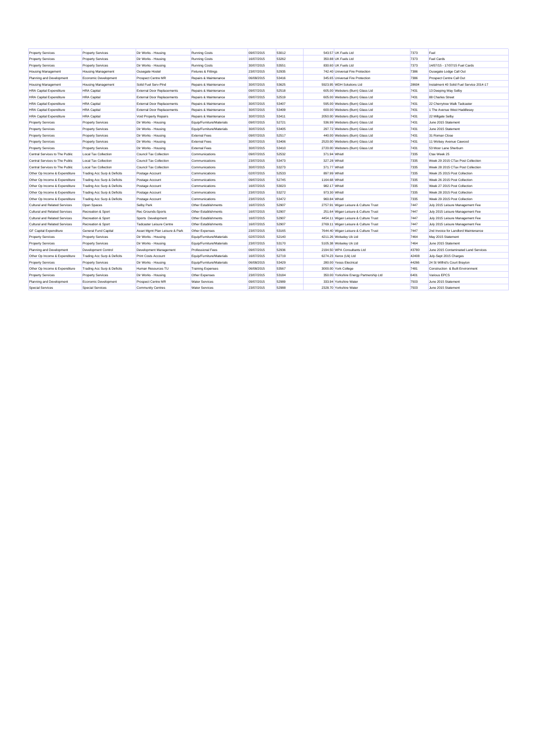| | | | | | | | | | |
|---|---|---|---|---|---|---|---|---|---|
| Property Services | Property Services | Dir Works - Housing | Running Costs | 09/07/2015 | 53012 | 543.57 | UK Fuels Ltd | 7373 | Fuel |
| Property Services | Property Services | Dir Works - Housing | Running Costs | 16/07/2015 | 53262 | 350.88 | UK Fuels Ltd | 7373 | Fuel Cards |
| Property Services | Property Services | Dir Works - Housing | Running Costs | 30/07/2015 | 53551 | 830.60 | UK Fuels Ltd | 7373 | 14/07/15 - 17/07/15 Fuel Cards |
| Housing Management | Housing Management | Ousegate Hostel | Fixtures & Fittings | 23/07/2015 | 52935 | 742.40 | Universal Fire Protection | 7386 | Ousegate Lodge Call Out |
| Planning and Development | Economic Development | Prospect Centre MR | Repairs & Maintenance | 06/08/2015 | 53416 | 345.65 | Universal Fire Protection | 7386 | Prospect Centre Call Out |
| Housing Management | Housing Management | Solid Fuel Serv-Plnd | Repairs & Maintenance | 30/07/2015 | 53625 | 5923.95 | WDH Solutions Ltd | 28604 | Instalment 40 Solid Fuel Service 2014-17 |
| HRA Capital Expenditure | HRA Capital | External Door Replacements | Repairs & Maintenance | 09/07/2015 | 52518 | 605.00 | Websters (Burn) Glass Ltd | 7431 | 13 Deeping Way Selby |
| HRA Capital Expenditure | HRA Capital | External Door Replacements | Repairs & Maintenance | 09/07/2015 | 52519 | 605.00 | Websters (Burn) Glass Ltd | 7431 | 88 Charles Street |
| HRA Capital Expenditure | HRA Capital | External Door Replacements | Repairs & Maintenance | 30/07/2015 | 53407 | 595.00 | Websters (Burn) Glass Ltd | 7431 | 22 Cherrytree Walk Tadcaster |
| HRA Capital Expenditure | HRA Capital | External Door Replacements | Repairs & Maintenance | 30/07/2015 | 53409 | 600.00 | Websters (Burn) Glass Ltd | 7431 | 1 The Avenue West Haddlesey |
| HRA Capital Expenditure | HRA Capital | Void Property Repairs | Repairs & Maintenance | 30/07/2015 | 53411 | 2050.00 | Websters (Burn) Glass Ltd | 7431 | 22 Millgate Selby |
| Property Services | Property Services | Dir Works - Housing | Equip/Furniture/Materials | 09/07/2015 | 52721 | 536.99 | Websters (Burn) Glass Ltd | 7431 | June 2015 Statement |
| Property Services | Property Services | Dir Works - Housing | Equip/Furniture/Materials | 30/07/2015 | 53405 | 297.72 | Websters (Burn) Glass Ltd | 7431 | June 2015 Statement |
| Property Services | Property Services | Dir Works - Housing | External Fees | 09/07/2015 | 52517 | 440.00 | Websters (Burn) Glass Ltd | 7431 | 31 Roman Close |
| Property Services | Property Services | Dir Works - Housing | External Fees | 30/07/2015 | 53406 | 2520.00 | Websters (Burn) Glass Ltd | 7431 | 11 Wolsey Avenue Cawood |
| Property Services | Property Services | Dir Works - Housing | External Fees | 30/07/2015 | 53410 | 2720.00 | Websters (Burn) Glass Ltd | 7431 | 53 Moor Lane Sherburn |
| Central Services to The Public | Local Tax Collection | Council Tax Collection | Communications | 09/07/2015 | 52532 | 371.94 | Whistl | 7335 | Ctax Week 25 |
| Central Services to The Public | Local Tax Collection | Council Tax Collection | Communications | 23/07/2015 | 53473 | 327.28 | Whistl | 7335 | Week 29 2015 CTax Post Collection |
| Central Services to The Public | Local Tax Collection | Council Tax Collection | Communications | 30/07/2015 | 53273 | 371.77 | Whistl | 7335 | Week 28 2015 CTax Post Collection |
| Other Op Income & Expenditure | Trading Acc Surp & Deficits | Postage Account | Communications | 02/07/2015 | 52533 | 897.99 | Whistl | 7335 | Week 25 2015 Post Collection |
| Other Op Income & Expenditure | Trading Acc Surp & Deficits | Postage Account | Communications | 09/07/2015 | 52745 | 1164.68 | Whistl | 7335 | Week 26 2015 Post Collection |
| Other Op Income & Expenditure | Trading Acc Surp & Deficits | Postage Account | Communications | 16/07/2015 | 53023 | 982.17 | Whistl | 7335 | Week 27 2015 Post Collection |
| Other Op Income & Expenditure | Trading Acc Surp & Deficits | Postage Account | Communications | 23/07/2015 | 53272 | 973.30 | Whistl | 7335 | Week 28 2015 Post Collection |
| Other Op Income & Expenditure | Trading Acc Surp & Deficits | Postage Account | Communications | 23/07/2015 | 53472 | 960.84 | Whistl | 7335 | Week 29 2015 Post Collection |
| Cultural and Related Services | Open Spaces | Selby Park | Other Establishments | 16/07/2015 | 52907 | 2757.91 | Wigan Leisure & Culture Trust | 7447 | July 2015 Leisure Management Fee |
| Cultural and Related Services | Recreation & Sport | Rec Grounds-Sports | Other Establishments | 16/07/2015 | 52907 | 251.64 | Wigan Leisure & Culture Trust | 7447 | July 2015 Leisure Management Fee |
| Cultural and Related Services | Recreation & Sport | Sports Development | Other Establishments | 16/07/2015 | 52907 | 4454.11 | Wigan Leisure & Culture Trust | 7447 | July 2015 Leisure Management Fee |
| Cultural and Related Services | Recreation & Sport | Tadcaster Leisure Centre | Other Establishments | 16/07/2015 | 52907 | 2769.11 | Wigan Leisure & Culture Trust | 7447 | July 2015 Leisure Management Fee |
| GF Capital Expenditure | General Fund Capital | Asset Mgmt Plan Leisure & Park | Other Expenses | 23/07/2015 | 53165 | 7644.40 | Wigan Leisure & Culture Trust | 7447 | 2nd Invoice for Landlord Maintenance |
| Property Services | Property Services | Dir Works - Housing | Equip/Furniture/Materials | 02/07/2015 | 52140 | 4211.26 | Wolseley Uk Ltd | 7464 | May 2015 Statement |
| Property Services | Property Services | Dir Works - Housing | Equip/Furniture/Materials | 23/07/2015 | 53170 | 5105.38 | Wolseley Uk Ltd | 7464 | June 2015 Statement |
| Planning and Development | Development Control | Development Management | Professional Fees | 09/07/2015 | 52936 | 2194.50 | WPA Consultants Ltd | 43780 | June 2015 Contaminated Land Services |
| Other Op Income & Expenditure | Trading Acc Surp & Deficits | Print Costs Account | Equip/Furniture/Materials | 16/07/2015 | 52719 | 6274.23 | Xerox (Uk) Ltd | 42408 | July-Sept 2015 Charges |
| Property Services | Property Services | Dir Works - Housing | Equip/Furniture/Materials | 06/08/2015 | 53429 | 280.00 | Yesss Electrical | 44266 | 24 St Wilfrid's Court Brayton |
| Other Op Income & Expenditure | Trading Acc Surp & Deficits | Human Resources TU | Training Expenses | 06/08/2015 | 53567 | 3000.00 | York College | 7481 | Construction & Built Environment |
| Property Services | Property Services | Dir Works - Housing | Other Expenses | 23/07/2015 | 53184 | 350.00 | Yorkshire Energy Partnership Ltd | 6401 | Various EPCS |
| Planning and Development | Economic Development | Prospect Centre MR | Water Services | 09/07/2015 | 52989 | 333.94 | Yorkshire Water | 7503 | June 2015 Statement |
| Special Services | Special Services | Community Centres | Water Services | 23/07/2015 | 52988 | 2328.70 | Yorkshire Water | 7503 | June 2015 Statement |